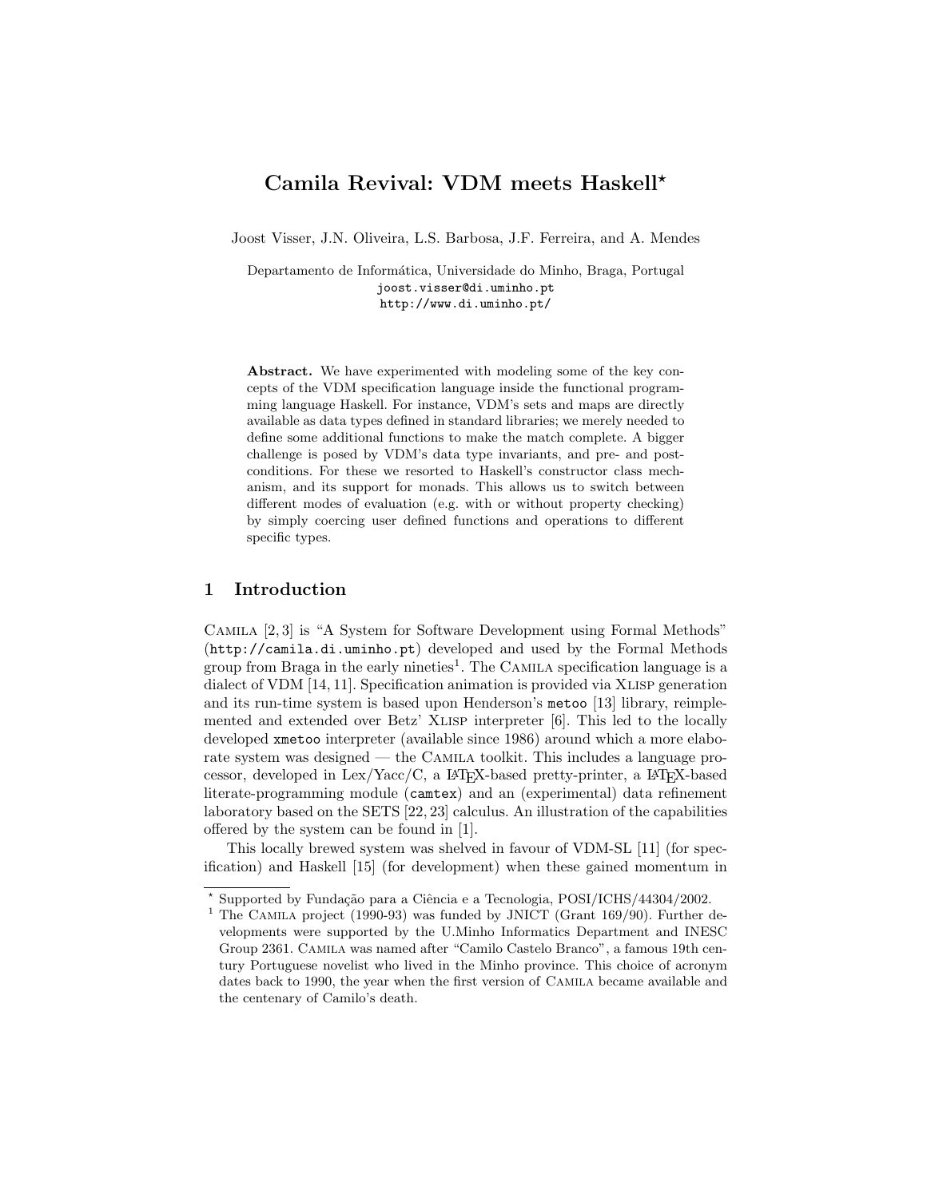# Camila Revival: VDM meets Haskell*

Joost Visser, J.N. Oliveira, L.S. Barbosa, J.F. Ferreira, and A. Mendes

Departamento de Informática, Universidade do Minho, Braga, Portugal
`joost.visser@di.uminho.pt`
`http://www.di.uminho.pt/`

**Abstract.** We have experimented with modeling some of the key concepts of the VDM specification language inside the functional programming language Haskell. For instance, VDM's sets and maps are directly available as data types defined in standard libraries; we merely needed to define some additional functions to make the match complete. A bigger challenge is posed by VDM's data type invariants, and pre- and post-conditions. For these we resorted to Haskell's constructor class mechanism, and its support for monads. This allows us to switch between different modes of evaluation (e.g. with or without property checking) by simply coercing user defined functions and operations to different specific types.

## 1 Introduction

Camila [2, 3] is "A System for Software Development using Formal Methods" (`http://camila.di.uminho.pt`) developed and used by the Formal Methods group from Braga in the early nineties[1]. The Camila specification language is a dialect of VDM [14, 11]. Specification animation is provided via Xlisp generation and its run-time system is based upon Henderson's `metoo` [13] library, reimplemented and extended over Betz' Xlisp interpreter [6]. This led to the locally developed `xmetoo` interpreter (available since 1986) around which a more elaborate system was designed — the Camila toolkit. This includes a language processor, developed in Lex/Yacc/C, a LaTeX-based pretty-printer, a LaTeX-based literate-programming module (`camtex`) and an (experimental) data refinement laboratory based on the SETS [22, 23] calculus. An illustration of the capabilities offered by the system can be found in [1].

This locally brewed system was shelved in favour of VDM-SL [11] (for specification) and Haskell [15] (for development) when these gained momentum in

---

* Supported by Fundação para a Ciência e a Tecnologia, POSI/ICHS/44304/2002.

[1] The Camila project (1990-93) was funded by JNICT (Grant 169/90). Further developments were supported by the U.Minho Informatics Department and INESC Group 2361. Camila was named after "Camilo Castelo Branco", a famous 19th century Portuguese novelist who lived in the Minho province. This choice of acronym dates back to 1990, the year when the first version of Camila became available and the centenary of Camilo's death.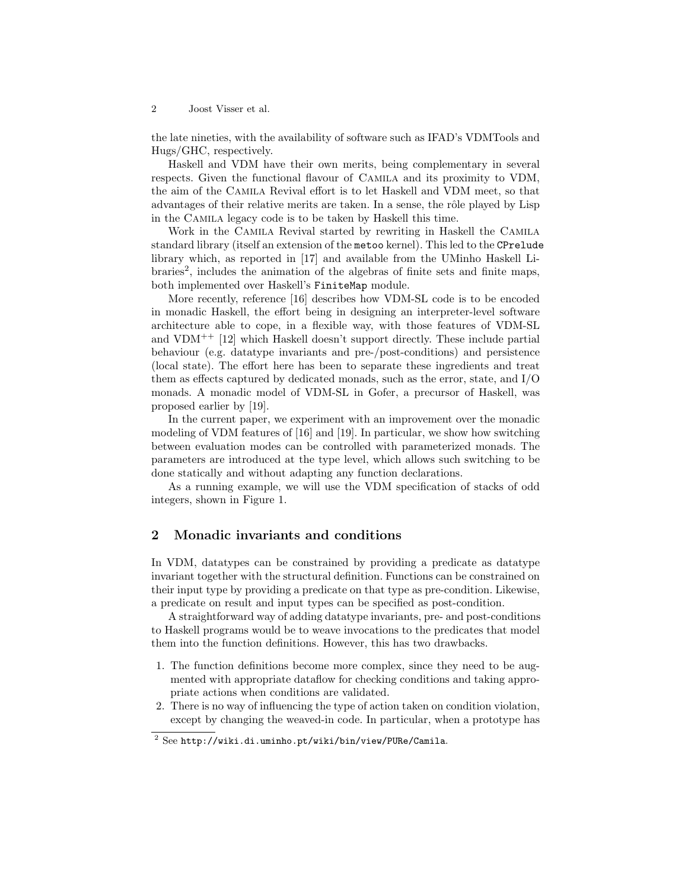the late nineties, with the availability of software such as IFAD's VDMTools and Hugs/GHC, respectively.

Haskell and VDM have their own merits, being complementary in several respects. Given the functional flavour of Camila and its proximity to VDM, the aim of the Camila Revival effort is to let Haskell and VDM meet, so that advantages of their relative merits are taken. In a sense, the rôle played by Lisp in the Camila legacy code is to be taken by Haskell this time.

Work in the Camila Revival started by rewriting in Haskell the Camila standard library (itself an extension of the `metoo` kernel). This led to the `CPrelude` library which, as reported in [17] and available from the UMinho Haskell Libraries[2], includes the animation of the algebras of finite sets and finite maps, both implemented over Haskell's `FiniteMap` module.

More recently, reference [16] describes how VDM-SL code is to be encoded in monadic Haskell, the effort being in designing an interpreter-level software architecture able to cope, in a flexible way, with those features of VDM-SL and VDM$^{++}$ [12] which Haskell doesn't support directly. These include partial behaviour (e.g. datatype invariants and pre-/post-conditions) and persistence (local state). The effort here has been to separate these ingredients and treat them as effects captured by dedicated monads, such as the error, state, and I/O monads. A monadic model of VDM-SL in Gofer, a precursor of Haskell, was proposed earlier by [19].

In the current paper, we experiment with an improvement over the monadic modeling of VDM features of [16] and [19]. In particular, we show how switching between evaluation modes can be controlled with parameterized monads. The parameters are introduced at the type level, which allows such switching to be done statically and without adapting any function declarations.

As a running example, we will use the VDM specification of stacks of odd integers, shown in Figure 1.

## 2 Monadic invariants and conditions

In VDM, datatypes can be constrained by providing a predicate as datatype invariant together with the structural definition. Functions can be constrained on their input type by providing a predicate on that type as pre-condition. Likewise, a predicate on result and input types can be specified as post-condition.

A straightforward way of adding datatype invariants, pre- and post-conditions to Haskell programs would be to weave invocations to the predicates that model them into the function definitions. However, this has two drawbacks.

1. The function definitions become more complex, since they need to be augmented with appropriate dataflow for checking conditions and taking appropriate actions when conditions are validated.
2. There is no way of influencing the type of action taken on condition violation, except by changing the weaved-in code. In particular, when a prototype has

[2] See `http://wiki.di.uminho.pt/wiki/bin/view/PURe/Camila`.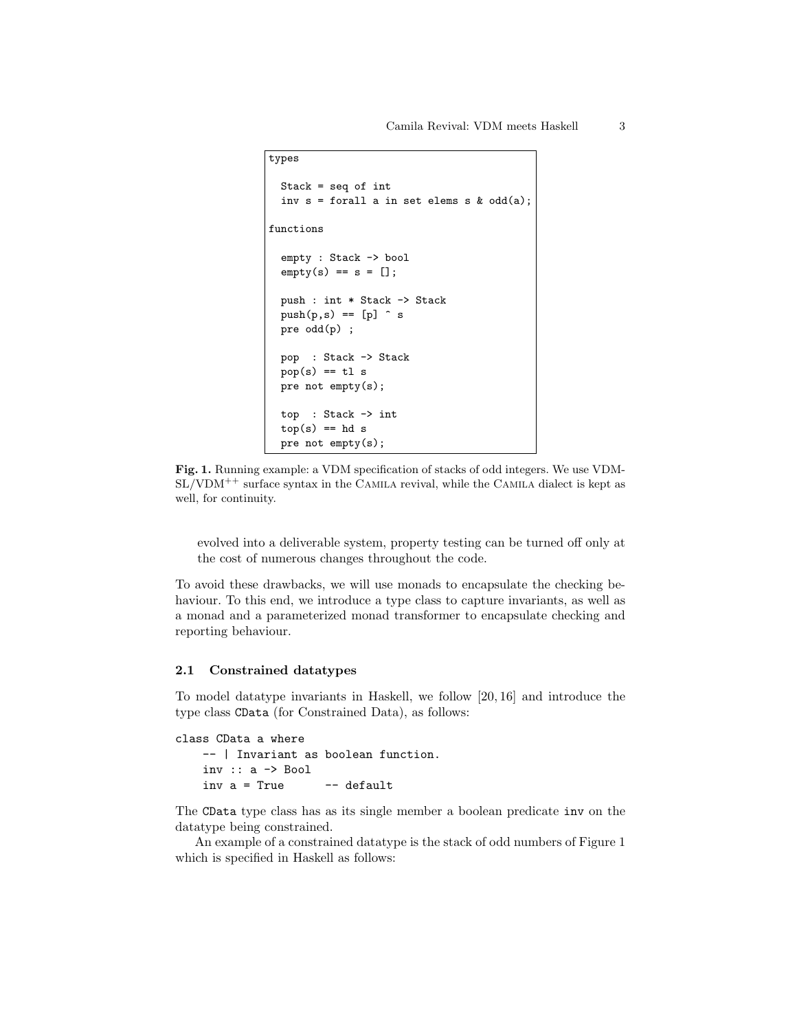```
types

  Stack = seq of int
  inv s = forall a in set elems s & odd(a);

functions

  empty : Stack -> bool
  empty(s) == s = [];

  push : int * Stack -> Stack
  push(p,s) == [p] ^ s
  pre odd(p) ;

  pop  : Stack -> Stack
  pop(s) == tl s
  pre not empty(s);

  top  : Stack -> int
  top(s) == hd s
  pre not empty(s);
```

**Fig. 1.** Running example: a VDM specification of stacks of odd integers. We use VDM-SL/VDM$^{++}$ surface syntax in the CAMILA revival, while the CAMILA dialect is kept as well, for continuity.

evolved into a deliverable system, property testing can be turned off only at the cost of numerous changes throughout the code.

To avoid these drawbacks, we will use monads to encapsulate the checking behaviour. To this end, we introduce a type class to capture invariants, as well as a monad and a parameterized monad transformer to encapsulate checking and reporting behaviour.

### 2.1 Constrained datatypes

To model datatype invariants in Haskell, we follow [20, 16] and introduce the type class `CData` (for Constrained Data), as follows:

```haskell
class CData a where
    -- | Invariant as boolean function.
    inv :: a -> Bool
    inv a = True      -- default
```

The `CData` type class has as its single member a boolean predicate `inv` on the datatype being constrained.

An example of a constrained datatype is the stack of odd numbers of Figure 1 which is specified in Haskell as follows: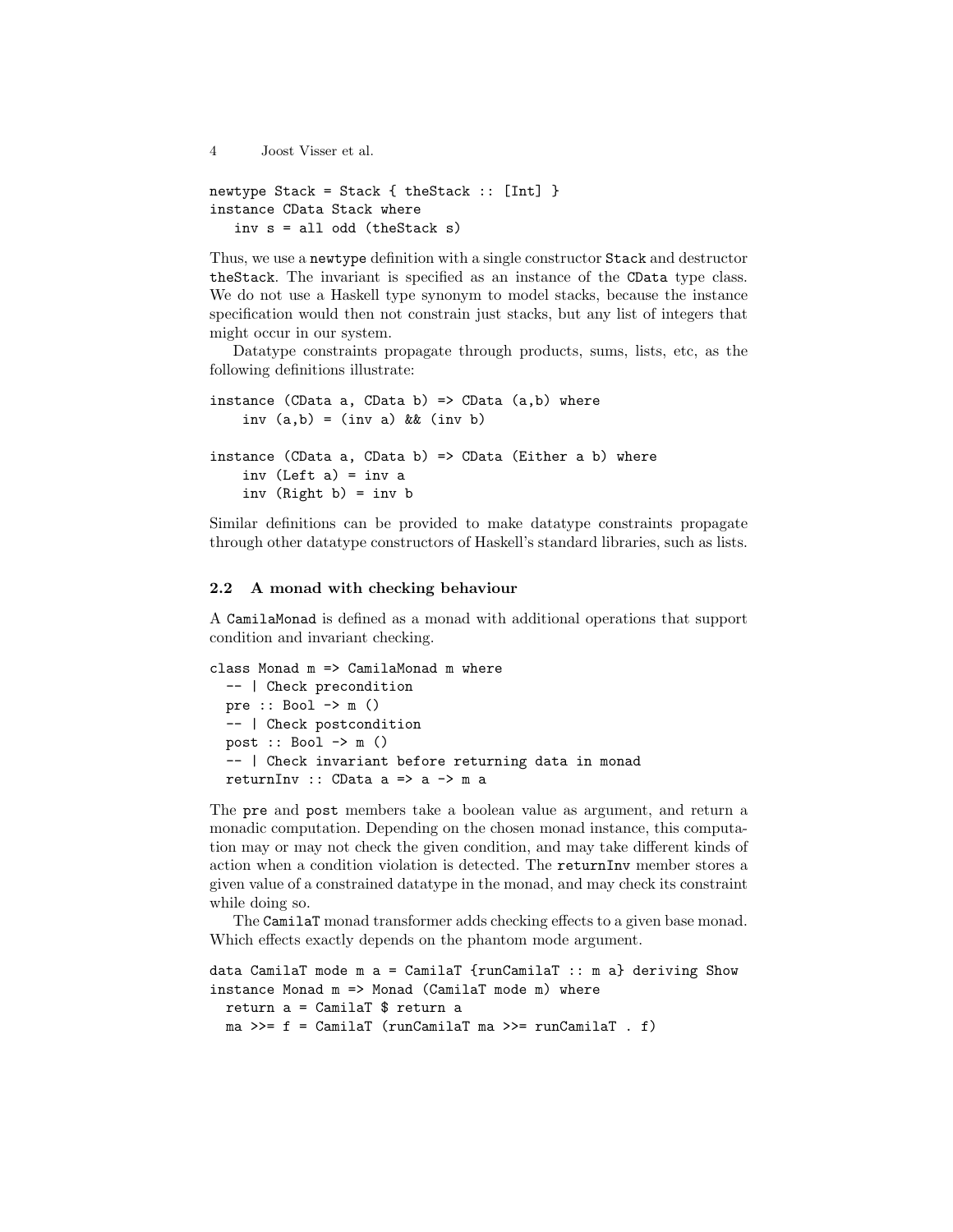```
newtype Stack = Stack { theStack :: [Int] }
instance CData Stack where
   inv s = all odd (theStack s)
```

Thus, we use a newtype definition with a single constructor Stack and destructor theStack. The invariant is specified as an instance of the CData type class. We do not use a Haskell type synonym to model stacks, because the instance specification would then not constrain just stacks, but any list of integers that might occur in our system.

Datatype constraints propagate through products, sums, lists, etc, as the following definitions illustrate:

```
instance (CData a, CData b) => CData (a,b) where
    inv (a,b) = (inv a) && (inv b)

instance (CData a, CData b) => CData (Either a b) where
    inv (Left a) = inv a
    inv (Right b) = inv b
```

Similar definitions can be provided to make datatype constraints propagate through other datatype constructors of Haskell's standard libraries, such as lists.

### 2.2 A monad with checking behaviour

A CamilaMonad is defined as a monad with additional operations that support condition and invariant checking.

```
class Monad m => CamilaMonad m where
  -- | Check precondition
  pre :: Bool -> m ()
  -- | Check postcondition
  post :: Bool -> m ()
  -- | Check invariant before returning data in monad
  returnInv :: CData a => a -> m a
```

The pre and post members take a boolean value as argument, and return a monadic computation. Depending on the chosen monad instance, this computation may or may not check the given condition, and may take different kinds of action when a condition violation is detected. The returnInv member stores a given value of a constrained datatype in the monad, and may check its constraint while doing so.

The CamilaT monad transformer adds checking effects to a given base monad. Which effects exactly depends on the phantom mode argument.

```
data CamilaT mode m a = CamilaT {runCamilaT :: m a} deriving Show
instance Monad m => Monad (CamilaT mode m) where
  return a = CamilaT $ return a
  ma >>= f = CamilaT (runCamilaT ma >>= runCamilaT . f)
```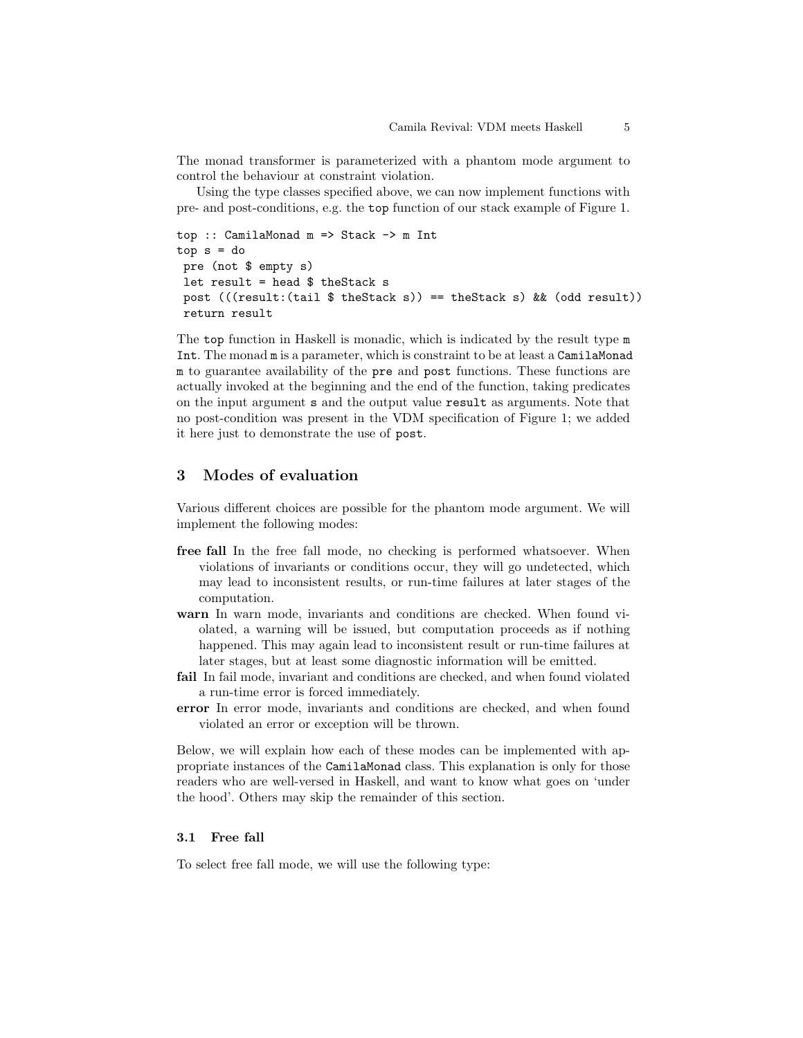The monad transformer is parameterized with a phantom mode argument to control the behaviour at constraint violation.

Using the type classes specified above, we can now implement functions with pre- and post-conditions, e.g. the `top` function of our stack example of Figure 1.

```
top :: CamilaMonad m => Stack -> m Int
top s = do
 pre (not $ empty s)
 let result = head $ theStack s
 post (((result:(tail $ theStack s)) == theStack s) && (odd result))
 return result
```

The `top` function in Haskell is monadic, which is indicated by the result type `m Int`. The monad `m` is a parameter, which is constraint to be at least a `CamilaMonad m` to guarantee availability of the `pre` and `post` functions. These functions are actually invoked at the beginning and the end of the function, taking predicates on the input argument `s` and the output value `result` as arguments. Note that no post-condition was present in the VDM specification of Figure 1; we added it here just to demonstrate the use of `post`.

## 3 Modes of evaluation

Various different choices are possible for the phantom mode argument. We will implement the following modes:

- **free fall** In the free fall mode, no checking is performed whatsoever. When violations of invariants or conditions occur, they will go undetected, which may lead to inconsistent results, or run-time failures at later stages of the computation.
- **warn** In warn mode, invariants and conditions are checked. When found violated, a warning will be issued, but computation proceeds as if nothing happened. This may again lead to inconsistent result or run-time failures at later stages, but at least some diagnostic information will be emitted.
- **fail** In fail mode, invariant and conditions are checked, and when found violated a run-time error is forced immediately.
- **error** In error mode, invariants and conditions are checked, and when found violated an error or exception will be thrown.

Below, we will explain how each of these modes can be implemented with appropriate instances of the `CamilaMonad` class. This explanation is only for those readers who are well-versed in Haskell, and want to know what goes on 'under the hood'. Others may skip the remainder of this section.

### 3.1 Free fall

To select free fall mode, we will use the following type: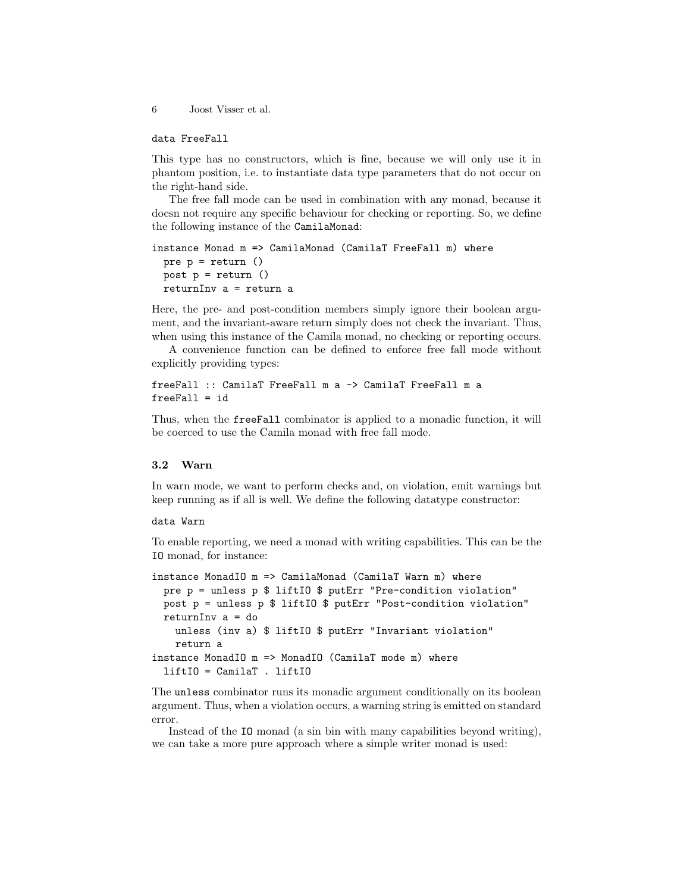```
data FreeFall
```

This type has no constructors, which is fine, because we will only use it in phantom position, i.e. to instantiate data type parameters that do not occur on the right-hand side.

The free fall mode can be used in combination with any monad, because it doesn not require any specific behaviour for checking or reporting. So, we define the following instance of the `CamilaMonad`:

```
instance Monad m => CamilaMonad (CamilaT FreeFall m) where
  pre p = return ()
  post p = return ()
  returnInv a = return a
```

Here, the pre- and post-condition members simply ignore their boolean argument, and the invariant-aware return simply does not check the invariant. Thus, when using this instance of the Camila monad, no checking or reporting occurs.

A convenience function can be defined to enforce free fall mode without explicitly providing types:

```
freeFall :: CamilaT FreeFall m a -> CamilaT FreeFall m a
freeFall = id
```

Thus, when the `freeFall` combinator is applied to a monadic function, it will be coerced to use the Camila monad with free fall mode.

### 3.2 Warn

In warn mode, we want to perform checks and, on violation, emit warnings but keep running as if all is well. We define the following datatype constructor:

```
data Warn
```

To enable reporting, we need a monad with writing capabilities. This can be the `IO` monad, for instance:

```
instance MonadIO m => CamilaMonad (CamilaT Warn m) where
  pre p = unless p $ liftIO $ putErr "Pre-condition violation"
  post p = unless p $ liftIO $ putErr "Post-condition violation"
  returnInv a = do
    unless (inv a) $ liftIO $ putErr "Invariant violation"
    return a
instance MonadIO m => MonadIO (CamilaT mode m) where
  liftIO = CamilaT . liftIO
```

The `unless` combinator runs its monadic argument conditionally on its boolean argument. Thus, when a violation occurs, a warning string is emitted on standard error.

Instead of the `IO` monad (a sin bin with many capabilities beyond writing), we can take a more pure approach where a simple writer monad is used: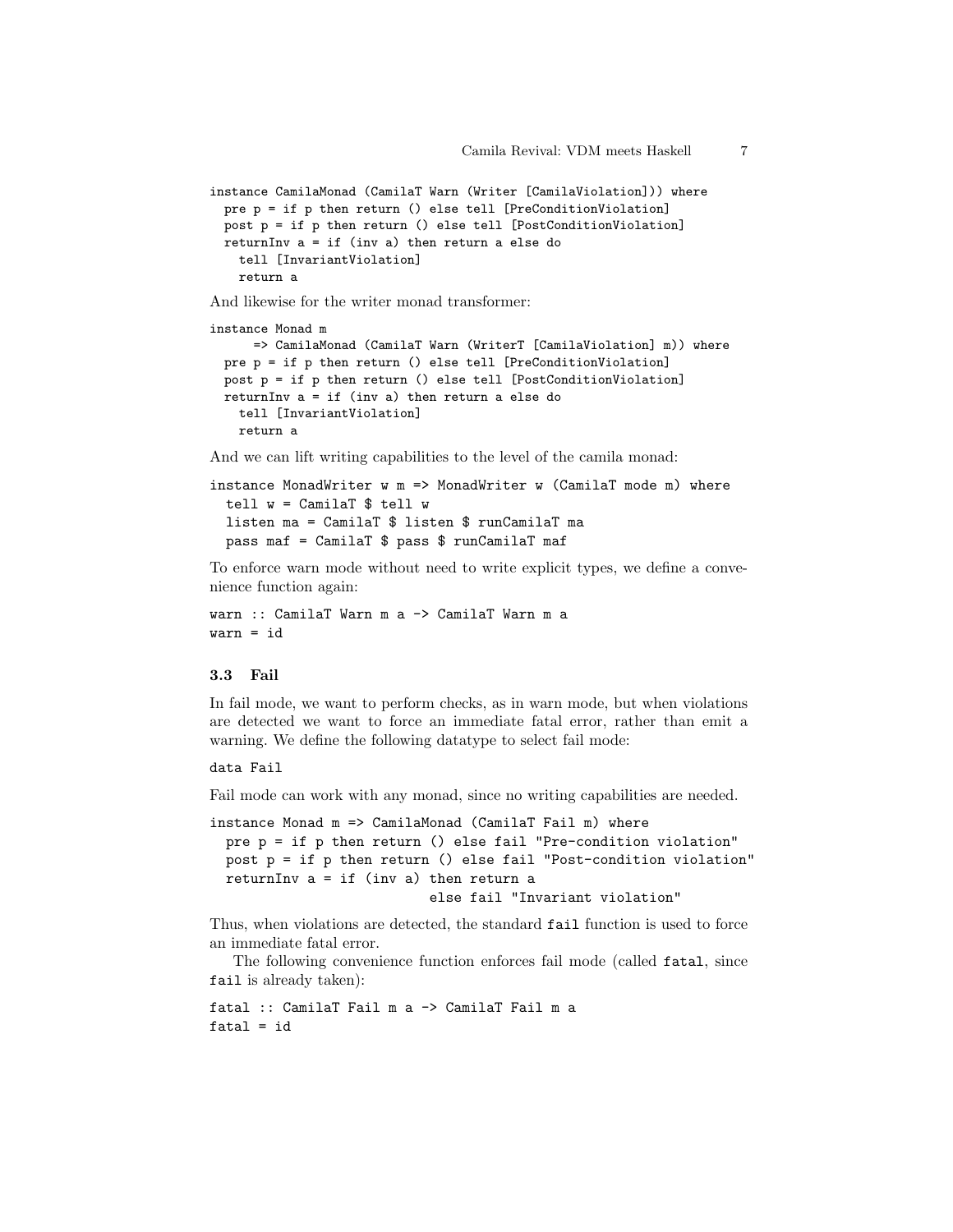```
instance CamilaMonad (CamilaT Warn (Writer [CamilaViolation])) where
  pre p = if p then return () else tell [PreConditionViolation]
  post p = if p then return () else tell [PostConditionViolation]
  returnInv a = if (inv a) then return a else do
    tell [InvariantViolation]
    return a
```

And likewise for the writer monad transformer:

```
instance Monad m
      => CamilaMonad (CamilaT Warn (WriterT [CamilaViolation] m)) where
  pre p = if p then return () else tell [PreConditionViolation]
  post p = if p then return () else tell [PostConditionViolation]
  returnInv a = if (inv a) then return a else do
    tell [InvariantViolation]
    return a
```

And we can lift writing capabilities to the level of the camila monad:

```
instance MonadWriter w m => MonadWriter w (CamilaT mode m) where
  tell w = CamilaT $ tell w
  listen ma = CamilaT $ listen $ runCamilaT ma
  pass maf = CamilaT $ pass $ runCamilaT maf
```

To enforce warn mode without need to write explicit types, we define a convenience function again:

```
warn :: CamilaT Warn m a -> CamilaT Warn m a
warn = id
```

### 3.3 Fail

In fail mode, we want to perform checks, as in warn mode, but when violations are detected we want to force an immediate fatal error, rather than emit a warning. We define the following datatype to select fail mode:

```
data Fail
```

Fail mode can work with any monad, since no writing capabilities are needed.

```
instance Monad m => CamilaMonad (CamilaT Fail m) where
  pre p = if p then return () else fail "Pre-condition violation"
  post p = if p then return () else fail "Post-condition violation"
  returnInv a = if (inv a) then return a
                            else fail "Invariant violation"
```

Thus, when violations are detected, the standard `fail` function is used to force an immediate fatal error.

The following convenience function enforces fail mode (called `fatal`, since `fail` is already taken):

```
fatal :: CamilaT Fail m a -> CamilaT Fail m a
fatal = id
```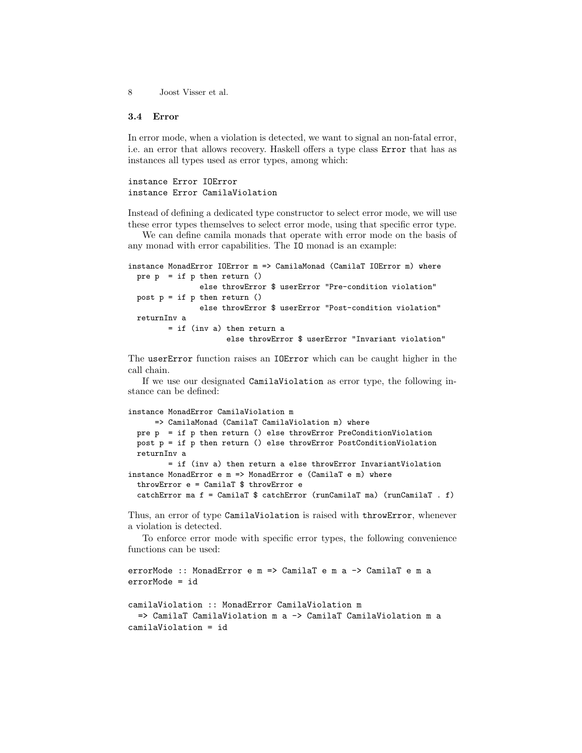### 3.4 Error

In error mode, when a violation is detected, we want to signal an non-fatal error, i.e. an error that allows recovery. Haskell offers a type class `Error` that has as instances all types used as error types, among which:

```
instance Error IOError
instance Error CamilaViolation
```

Instead of defining a dedicated type constructor to select error mode, we will use these error types themselves to select error mode, using that specific error type.

We can define camila monads that operate with error mode on the basis of any monad with error capabilities. The `IO` monad is an example:

```
instance MonadError IOError m => CamilaMonad (CamilaT IOError m) where
  pre p  = if p then return ()
                else throwError $ userError "Pre-condition violation"
  post p = if p then return ()
                else throwError $ userError "Post-condition violation"
  returnInv a
         = if (inv a) then return a
                      else throwError $ userError "Invariant violation"
```

The `userError` function raises an `IOError` which can be caught higher in the call chain.

If we use our designated `CamilaViolation` as error type, the following instance can be defined:

```
instance MonadError CamilaViolation m
      => CamilaMonad (CamilaT CamilaViolation m) where
  pre p  = if p then return () else throwError PreConditionViolation
  post p = if p then return () else throwError PostConditionViolation
  returnInv a
         = if (inv a) then return a else throwError InvariantViolation
instance MonadError e m => MonadError e (CamilaT e m) where
  throwError e = CamilaT $ throwError e
  catchError ma f = CamilaT $ catchError (runCamilaT ma) (runCamilaT . f)
```

Thus, an error of type `CamilaViolation` is raised with `throwError`, whenever a violation is detected.

To enforce error mode with specific error types, the following convenience functions can be used:

```
errorMode :: MonadError e m => CamilaT e m a -> CamilaT e m a
errorMode = id

camilaViolation :: MonadError CamilaViolation m
  => CamilaT CamilaViolation m a -> CamilaT CamilaViolation m a
camilaViolation = id
```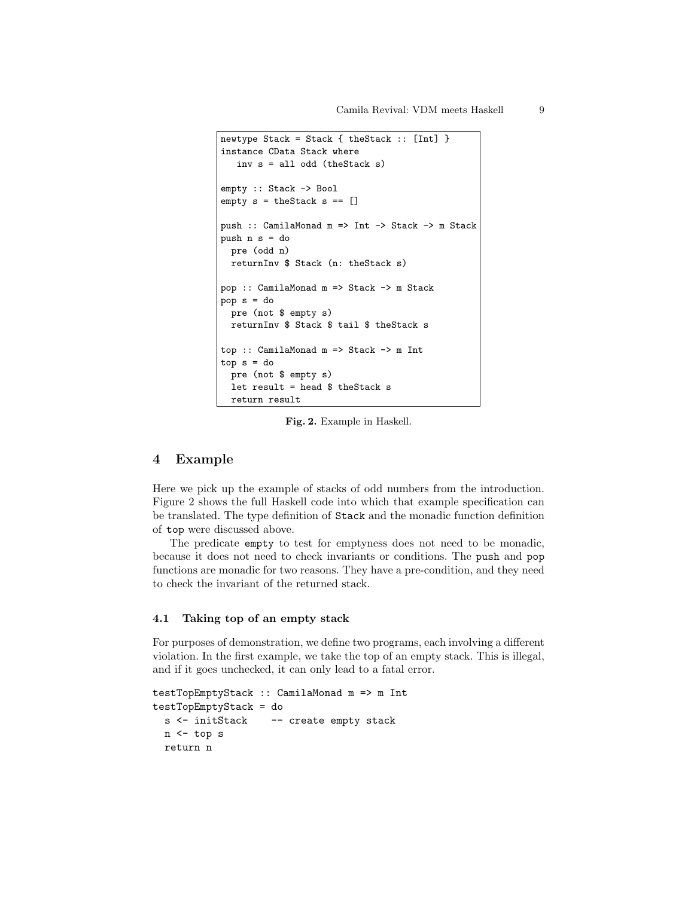```haskell
newtype Stack = Stack { theStack :: [Int] }
instance CData Stack where
   inv s = all odd (theStack s)

empty :: Stack -> Bool
empty s = theStack s == []

push :: CamilaMonad m => Int -> Stack -> m Stack
push n s = do
  pre (odd n)
  returnInv $ Stack (n: theStack s)

pop :: CamilaMonad m => Stack -> m Stack
pop s = do
  pre (not $ empty s)
  returnInv $ Stack $ tail $ theStack s

top :: CamilaMonad m => Stack -> m Int
top s = do
  pre (not $ empty s)
  let result = head $ theStack s
  return result
```

**Fig. 2.** Example in Haskell.

## 4 Example

Here we pick up the example of stacks of odd numbers from the introduction. Figure 2 shows the full Haskell code into which that example specification can be translated. The type definition of `Stack` and the monadic function definition of `top` were discussed above.

The predicate `empty` to test for emptyness does not need to be monadic, because it does not need to check invariants or conditions. The `push` and `pop` functions are monadic for two reasons. They have a pre-condition, and they need to check the invariant of the returned stack.

### 4.1 Taking top of an empty stack

For purposes of demonstration, we define two programs, each involving a different violation. In the first example, we take the top of an empty stack. This is illegal, and if it goes unchecked, it can only lead to a fatal error.

```haskell
testTopEmptyStack :: CamilaMonad m => m Int
testTopEmptyStack = do
  s <- initStack    -- create empty stack
  n <- top s
  return n
```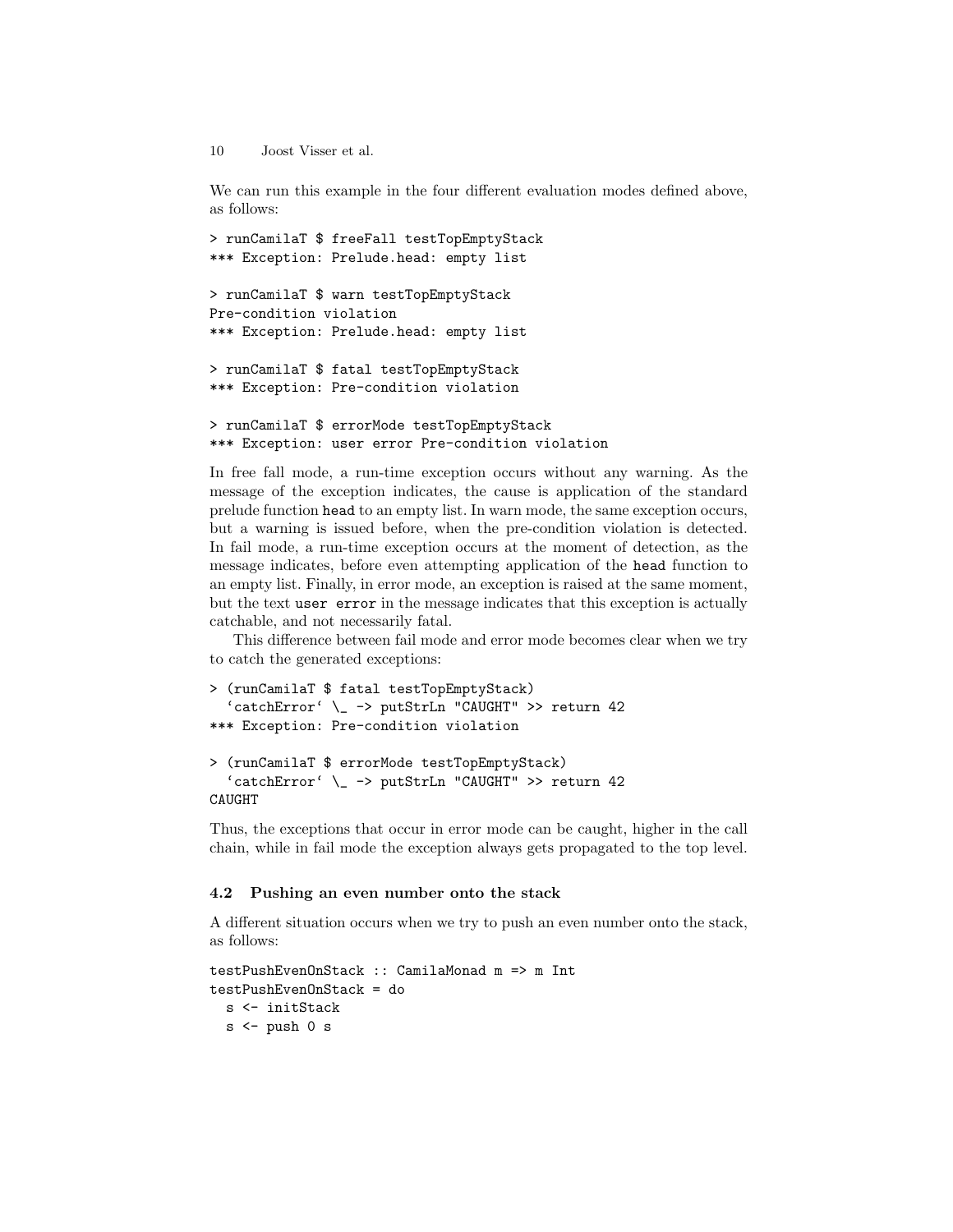We can run this example in the four different evaluation modes defined above, as follows:

```
> runCamilaT $ freeFall testTopEmptyStack
*** Exception: Prelude.head: empty list

> runCamilaT $ warn testTopEmptyStack
Pre-condition violation
*** Exception: Prelude.head: empty list

> runCamilaT $ fatal testTopEmptyStack
*** Exception: Pre-condition violation

> runCamilaT $ errorMode testTopEmptyStack
*** Exception: user error Pre-condition violation
```

In free fall mode, a run-time exception occurs without any warning. As the message of the exception indicates, the cause is application of the standard prelude function `head` to an empty list. In warn mode, the same exception occurs, but a warning is issued before, when the pre-condition violation is detected. In fail mode, a run-time exception occurs at the moment of detection, as the message indicates, before even attempting application of the `head` function to an empty list. Finally, in error mode, an exception is raised at the same moment, but the text `user error` in the message indicates that this exception is actually catchable, and not necessarily fatal.

This difference between fail mode and error mode becomes clear when we try to catch the generated exceptions:

```
> (runCamilaT $ fatal testTopEmptyStack)
  `catchError` \_ -> putStrLn "CAUGHT" >> return 42
*** Exception: Pre-condition violation

> (runCamilaT $ errorMode testTopEmptyStack)
  `catchError` \_ -> putStrLn "CAUGHT" >> return 42
CAUGHT
```

Thus, the exceptions that occur in error mode can be caught, higher in the call chain, while in fail mode the exception always gets propagated to the top level.

### 4.2 Pushing an even number onto the stack

A different situation occurs when we try to push an even number onto the stack, as follows:

```
testPushEvenOnStack :: CamilaMonad m => m Int
testPushEvenOnStack = do
  s <- initStack
  s <- push 0 s
```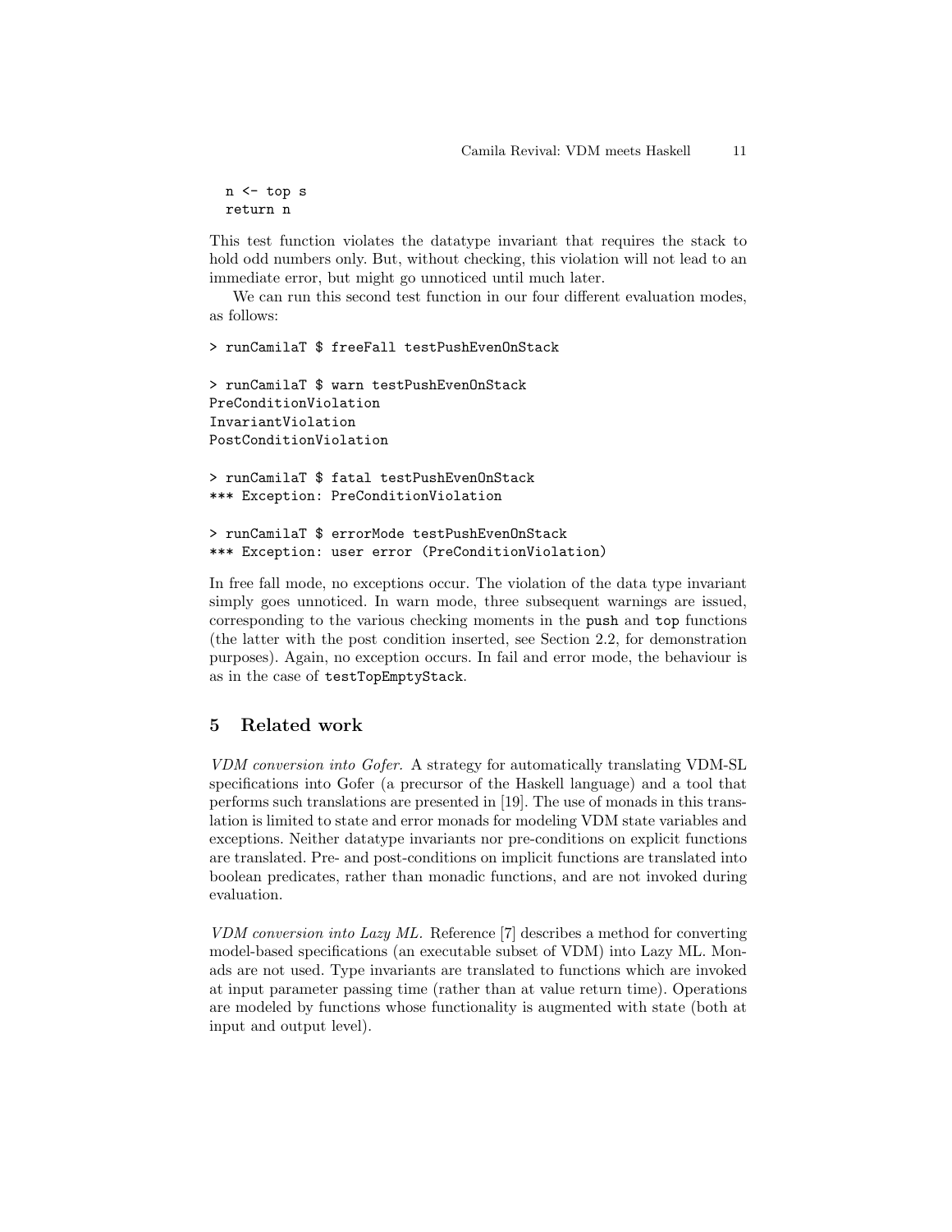```
  n <- top s
  return n
```

This test function violates the datatype invariant that requires the stack to hold odd numbers only. But, without checking, this violation will not lead to an immediate error, but might go unnoticed until much later.

We can run this second test function in our four different evaluation modes, as follows:

```
> runCamilaT $ freeFall testPushEvenOnStack

> runCamilaT $ warn testPushEvenOnStack
PreConditionViolation
InvariantViolation
PostConditionViolation

> runCamilaT $ fatal testPushEvenOnStack
*** Exception: PreConditionViolation

> runCamilaT $ errorMode testPushEvenOnStack
*** Exception: user error (PreConditionViolation)
```

In free fall mode, no exceptions occur. The violation of the data type invariant simply goes unnoticed. In warn mode, three subsequent warnings are issued, corresponding to the various checking moments in the `push` and `top` functions (the latter with the post condition inserted, see Section 2.2, for demonstration purposes). Again, no exception occurs. In fail and error mode, the behaviour is as in the case of `testTopEmptyStack`.

## 5 Related work

*VDM conversion into Gofer.* A strategy for automatically translating VDM-SL specifications into Gofer (a precursor of the Haskell language) and a tool that performs such translations are presented in [19]. The use of monads in this translation is limited to state and error monads for modeling VDM state variables and exceptions. Neither datatype invariants nor pre-conditions on explicit functions are translated. Pre- and post-conditions on implicit functions are translated into boolean predicates, rather than monadic functions, and are not invoked during evaluation.

*VDM conversion into Lazy ML.* Reference [7] describes a method for converting model-based specifications (an executable subset of VDM) into Lazy ML. Monads are not used. Type invariants are translated to functions which are invoked at input parameter passing time (rather than at value return time). Operations are modeled by functions whose functionality is augmented with state (both at input and output level).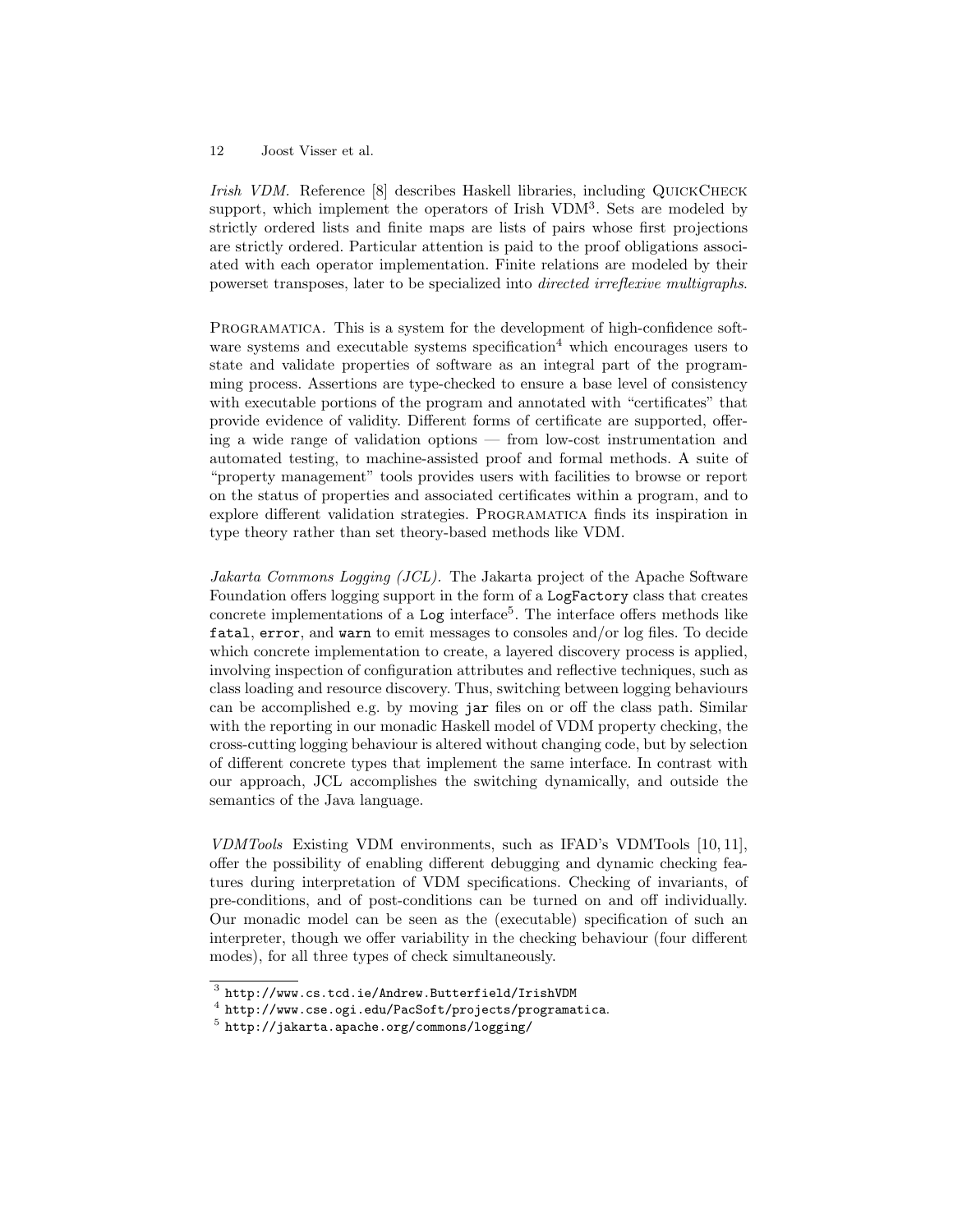*Irish VDM.* Reference [8] describes Haskell libraries, including QuickCheck support, which implement the operators of Irish VDM[3]. Sets are modeled by strictly ordered lists and finite maps are lists of pairs whose first projections are strictly ordered. Particular attention is paid to the proof obligations associated with each operator implementation. Finite relations are modeled by their powerset transposes, later to be specialized into *directed irreflexive multigraphs*.

Programatica. This is a system for the development of high-confidence software systems and executable systems specification[4] which encourages users to state and validate properties of software as an integral part of the programming process. Assertions are type-checked to ensure a base level of consistency with executable portions of the program and annotated with "certificates" that provide evidence of validity. Different forms of certificate are supported, offering a wide range of validation options — from low-cost instrumentation and automated testing, to machine-assisted proof and formal methods. A suite of "property management" tools provides users with facilities to browse or report on the status of properties and associated certificates within a program, and to explore different validation strategies. Programatica finds its inspiration in type theory rather than set theory-based methods like VDM.

*Jakarta Commons Logging (JCL).* The Jakarta project of the Apache Software Foundation offers logging support in the form of a `LogFactory` class that creates concrete implementations of a `Log` interface[5]. The interface offers methods like `fatal`, `error`, and `warn` to emit messages to consoles and/or log files. To decide which concrete implementation to create, a layered discovery process is applied, involving inspection of configuration attributes and reflective techniques, such as class loading and resource discovery. Thus, switching between logging behaviours can be accomplished e.g. by moving `jar` files on or off the class path. Similar with the reporting in our monadic Haskell model of VDM property checking, the cross-cutting logging behaviour is altered without changing code, but by selection of different concrete types that implement the same interface. In contrast with our approach, JCL accomplishes the switching dynamically, and outside the semantics of the Java language.

*VDMTools* Existing VDM environments, such as IFAD's VDMTools [10, 11], offer the possibility of enabling different debugging and dynamic checking features during interpretation of VDM specifications. Checking of invariants, of pre-conditions, and of post-conditions can be turned on and off individually. Our monadic model can be seen as the (executable) specification of such an interpreter, though we offer variability in the checking behaviour (four different modes), for all three types of check simultaneously.

---

[3] `http://www.cs.tcd.ie/Andrew.Butterfield/IrishVDM`

[4] `http://www.cse.ogi.edu/PacSoft/projects/programatica`.

[5] `http://jakarta.apache.org/commons/logging/`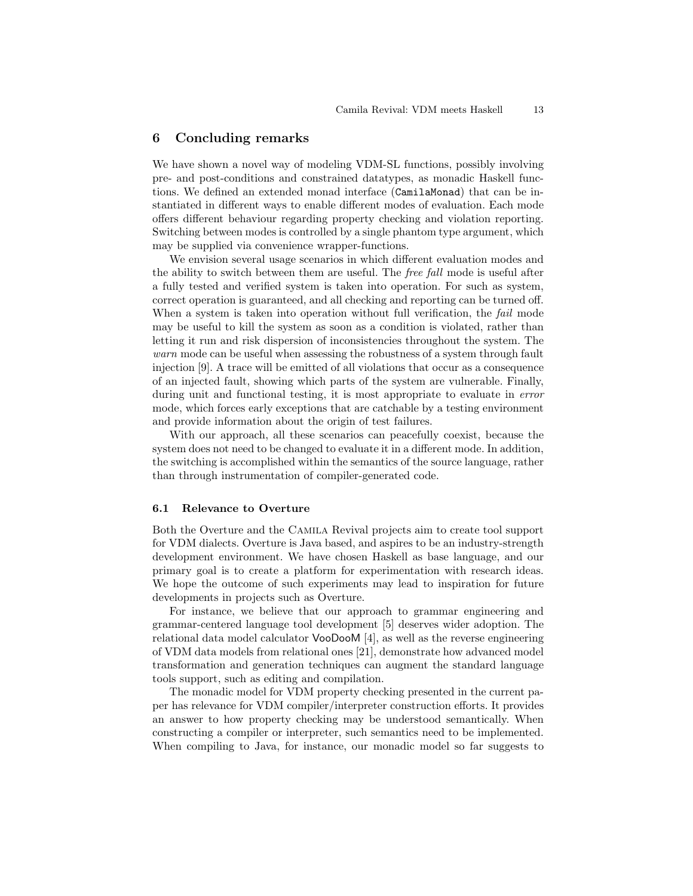## 6 Concluding remarks

We have shown a novel way of modeling VDM-SL functions, possibly involving pre- and post-conditions and constrained datatypes, as monadic Haskell functions. We defined an extended monad interface (`CamilaMonad`) that can be instantiated in different ways to enable different modes of evaluation. Each mode offers different behaviour regarding property checking and violation reporting. Switching between modes is controlled by a single phantom type argument, which may be supplied via convenience wrapper-functions.

We envision several usage scenarios in which different evaluation modes and the ability to switch between them are useful. The *free fall* mode is useful after a fully tested and verified system is taken into operation. For such as system, correct operation is guaranteed, and all checking and reporting can be turned off. When a system is taken into operation without full verification, the *fail* mode may be useful to kill the system as soon as a condition is violated, rather than letting it run and risk dispersion of inconsistencies throughout the system. The *warn* mode can be useful when assessing the robustness of a system through fault injection [9]. A trace will be emitted of all violations that occur as a consequence of an injected fault, showing which parts of the system are vulnerable. Finally, during unit and functional testing, it is most appropriate to evaluate in *error* mode, which forces early exceptions that are catchable by a testing environment and provide information about the origin of test failures.

With our approach, all these scenarios can peacefully coexist, because the system does not need to be changed to evaluate it in a different mode. In addition, the switching is accomplished within the semantics of the source language, rather than through instrumentation of compiler-generated code.

### 6.1 Relevance to Overture

Both the Overture and the Camila Revival projects aim to create tool support for VDM dialects. Overture is Java based, and aspires to be an industry-strength development environment. We have chosen Haskell as base language, and our primary goal is to create a platform for experimentation with research ideas. We hope the outcome of such experiments may lead to inspiration for future developments in projects such as Overture.

For instance, we believe that our approach to grammar engineering and grammar-centered language tool development [5] deserves wider adoption. The relational data model calculator VooDooM [4], as well as the reverse engineering of VDM data models from relational ones [21], demonstrate how advanced model transformation and generation techniques can augment the standard language tools support, such as editing and compilation.

The monadic model for VDM property checking presented in the current paper has relevance for VDM compiler/interpreter construction efforts. It provides an answer to how property checking may be understood semantically. When constructing a compiler or interpreter, such semantics need to be implemented. When compiling to Java, for instance, our monadic model so far suggests to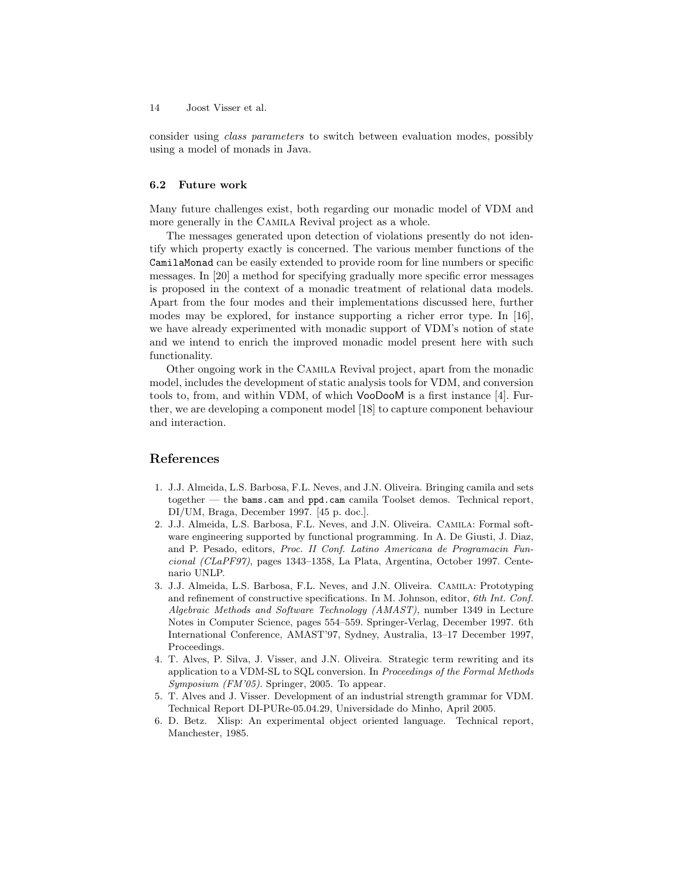consider using *class parameters* to switch between evaluation modes, possibly using a model of monads in Java.

### 6.2 Future work

Many future challenges exist, both regarding our monadic model of VDM and more generally in the CAMILA Revival project as a whole.

The messages generated upon detection of violations presently do not identify which property exactly is concerned. The various member functions of the `CamilaMonad` can be easily extended to provide room for line numbers or specific messages. In [20] a method for specifying gradually more specific error messages is proposed in the context of a monadic treatment of relational data models. Apart from the four modes and their implementations discussed here, further modes may be explored, for instance supporting a richer error type. In [16], we have already experimented with monadic support of VDM's notion of state and we intend to enrich the improved monadic model present here with such functionality.

Other ongoing work in the CAMILA Revival project, apart from the monadic model, includes the development of static analysis tools for VDM, and conversion tools to, from, and within VDM, of which VooDooM is a first instance [4]. Further, we are developing a component model [18] to capture component behaviour and interaction.

## References

1. J.J. Almeida, L.S. Barbosa, F.L. Neves, and J.N. Oliveira. Bringing camila and sets together — the `bams.cam` and `ppd.cam` camila Toolset demos. Technical report, DI/UM, Braga, December 1997. [45 p. doc.].
2. J.J. Almeida, L.S. Barbosa, F.L. Neves, and J.N. Oliveira. CAMILA: Formal software engineering supported by functional programming. In A. De Giusti, J. Diaz, and P. Pesado, editors, *Proc. II Conf. Latino Americana de Programacin Funcional (CLaPF97)*, pages 1343–1358, La Plata, Argentina, October 1997. Centenario UNLP.
3. J.J. Almeida, L.S. Barbosa, F.L. Neves, and J.N. Oliveira. CAMILA: Prototyping and refinement of constructive specifications. In M. Johnson, editor, *6th Int. Conf. Algebraic Methods and Software Technology (AMAST)*, number 1349 in Lecture Notes in Computer Science, pages 554–559. Springer-Verlag, December 1997. 6th International Conference, AMAST'97, Sydney, Australia, 13–17 December 1997, Proceedings.
4. T. Alves, P. Silva, J. Visser, and J.N. Oliveira. Strategic term rewriting and its application to a VDM-SL to SQL conversion. In *Proceedings of the Formal Methods Symposium (FM'05)*. Springer, 2005. To appear.
5. T. Alves and J. Visser. Development of an industrial strength grammar for VDM. Technical Report DI-PURe-05.04.29, Universidade do Minho, April 2005.
6. D. Betz. Xlisp: An experimental object oriented language. Technical report, Manchester, 1985.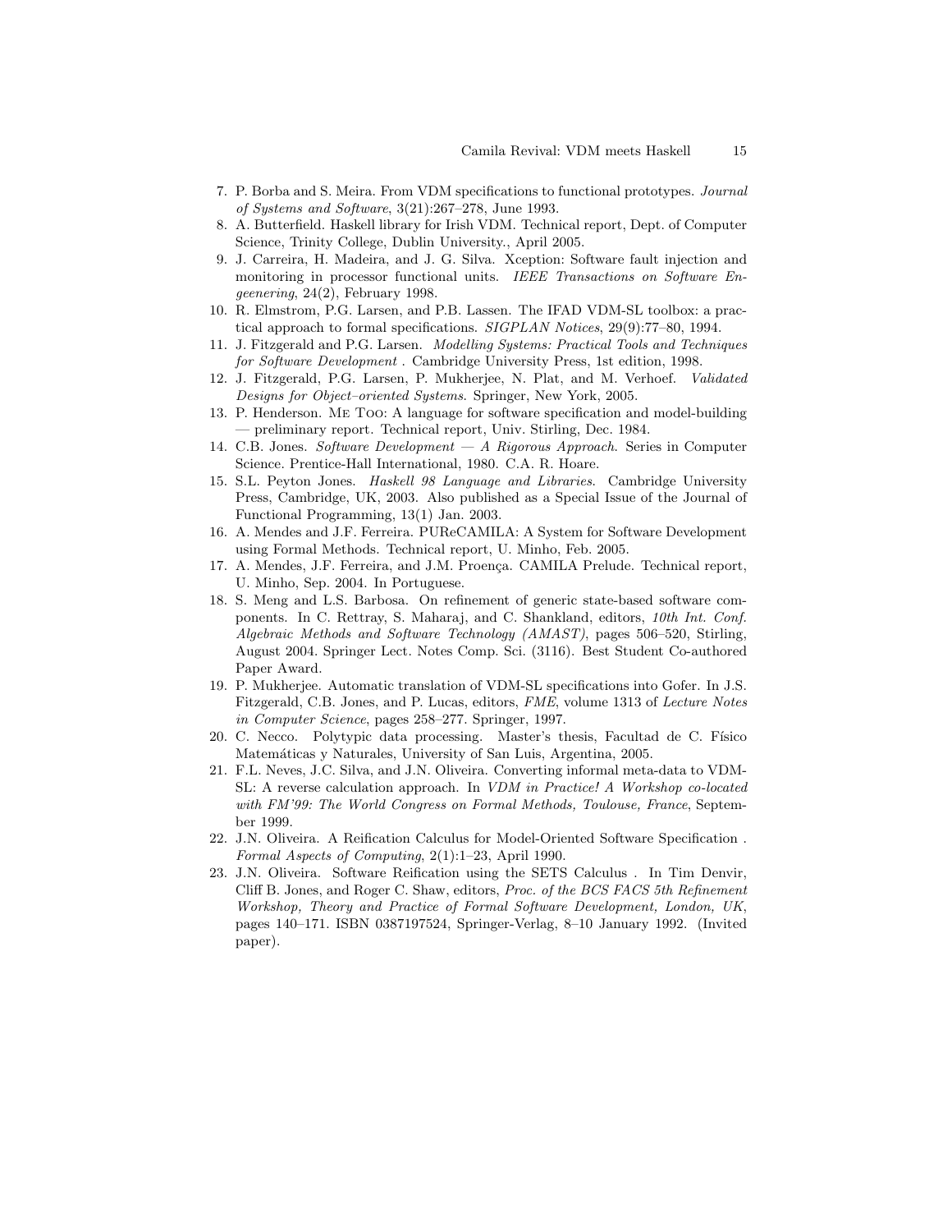7. P. Borba and S. Meira. From VDM specifications to functional prototypes. *Journal of Systems and Software*, 3(21):267–278, June 1993.
8. A. Butterfield. Haskell library for Irish VDM. Technical report, Dept. of Computer Science, Trinity College, Dublin University., April 2005.
9. J. Carreira, H. Madeira, and J. G. Silva. Xception: Software fault injection and monitoring in processor functional units. *IEEE Transactions on Software Engeenering*, 24(2), February 1998.
10. R. Elmstrom, P.G. Larsen, and P.B. Lassen. The IFAD VDM-SL toolbox: a practical approach to formal specifications. *SIGPLAN Notices*, 29(9):77–80, 1994.
11. J. Fitzgerald and P.G. Larsen. *Modelling Systems: Practical Tools and Techniques for Software Development* . Cambridge University Press, 1st edition, 1998.
12. J. Fitzgerald, P.G. Larsen, P. Mukherjee, N. Plat, and M. Verhoef. *Validated Designs for Object–oriented Systems*. Springer, New York, 2005.
13. P. Henderson. Me Too: A language for software specification and model-building — preliminary report. Technical report, Univ. Stirling, Dec. 1984.
14. C.B. Jones. *Software Development — A Rigorous Approach*. Series in Computer Science. Prentice-Hall International, 1980. C.A. R. Hoare.
15. S.L. Peyton Jones. *Haskell 98 Language and Libraries*. Cambridge University Press, Cambridge, UK, 2003. Also published as a Special Issue of the Journal of Functional Programming, 13(1) Jan. 2003.
16. A. Mendes and J.F. Ferreira. PUReCAMILA: A System for Software Development using Formal Methods. Technical report, U. Minho, Feb. 2005.
17. A. Mendes, J.F. Ferreira, and J.M. Proença. CAMILA Prelude. Technical report, U. Minho, Sep. 2004. In Portuguese.
18. S. Meng and L.S. Barbosa. On refinement of generic state-based software components. In C. Rettray, S. Maharaj, and C. Shankland, editors, *10th Int. Conf. Algebraic Methods and Software Technology (AMAST)*, pages 506–520, Stirling, August 2004. Springer Lect. Notes Comp. Sci. (3116). Best Student Co-authored Paper Award.
19. P. Mukherjee. Automatic translation of VDM-SL specifications into Gofer. In J.S. Fitzgerald, C.B. Jones, and P. Lucas, editors, *FME*, volume 1313 of *Lecture Notes in Computer Science*, pages 258–277. Springer, 1997.
20. C. Necco. Polytypic data processing. Master's thesis, Facultad de C. Físico Matemáticas y Naturales, University of San Luis, Argentina, 2005.
21. F.L. Neves, J.C. Silva, and J.N. Oliveira. Converting informal meta-data to VDM-SL: A reverse calculation approach. In *VDM in Practice! A Workshop co-located with FM'99: The World Congress on Formal Methods, Toulouse, France*, September 1999.
22. J.N. Oliveira. A Reification Calculus for Model-Oriented Software Specification . *Formal Aspects of Computing*, 2(1):1–23, April 1990.
23. J.N. Oliveira. Software Reification using the SETS Calculus . In Tim Denvir, Cliff B. Jones, and Roger C. Shaw, editors, *Proc. of the BCS FACS 5th Refinement Workshop, Theory and Practice of Formal Software Development, London, UK*, pages 140–171. ISBN 0387197524, Springer-Verlag, 8–10 January 1992. (Invited paper).